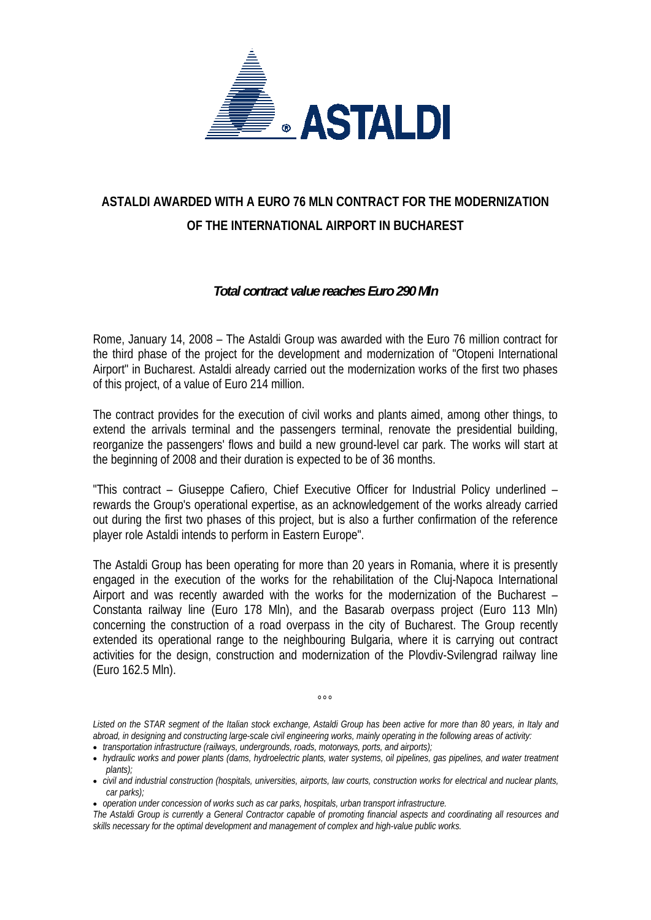# ASTALDI AWARDED WITH A EURO 76 MLN CONTRACT FOR THE MODERNIZATION OF THE INTERNATIONAL AIRPORT IN BUCHAREST

***Total contract value reaches Euro 290 Mln***

Rome, January 14, 2008 – The Astaldi Group was awarded with the Euro 76 million contract for the third phase of the project for the development and modernization of "Otopeni International Airport" in Bucharest. Astaldi already carried out the modernization works of the first two phases of this project, of a value of Euro 214 million.

The contract provides for the execution of civil works and plants aimed, among other things, to extend the arrivals terminal and the passengers terminal, renovate the presidential building, reorganize the passengers' flows and build a new ground-level car park. The works will start at the beginning of 2008 and their duration is expected to be of 36 months.

"This contract – Giuseppe Cafiero, Chief Executive Officer for Industrial Policy underlined – rewards the Group's operational expertise, as an acknowledgement of the works already carried out during the first two phases of this project, but is also a further confirmation of the reference player role Astaldi intends to perform in Eastern Europe".

The Astaldi Group has been operating for more than 20 years in Romania, where it is presently engaged in the execution of the works for the rehabilitation of the Cluj-Napoca International Airport and was recently awarded with the works for the modernization of the Bucharest – Constanta railway line (Euro 178 Mln), and the Basarab overpass project (Euro 113 Mln) concerning the construction of a road overpass in the city of Bucharest. The Group recently extended its operational range to the neighbouring Bulgaria, where it is carrying out contract activities for the design, construction and modernization of the Plovdiv-Svilengrad railway line (Euro 162.5 Mln).

°°°

*Listed on the STAR segment of the Italian stock exchange, Astaldi Group has been active for more than 80 years, in Italy and abroad, in designing and constructing large-scale civil engineering works, mainly operating in the following areas of activity:*

- *transportation infrastructure (railways, undergrounds, roads, motorways, ports, and airports);*
- *hydraulic works and power plants (dams, hydroelectric plants, water systems, oil pipelines, gas pipelines, and water treatment plants);*
- *civil and industrial construction (hospitals, universities, airports, law courts, construction works for electrical and nuclear plants, car parks);*
- *operation under concession of works such as car parks, hospitals, urban transport infrastructure.*

*The Astaldi Group is currently a General Contractor capable of promoting financial aspects and coordinating all resources and skills necessary for the optimal development and management of complex and high-value public works.*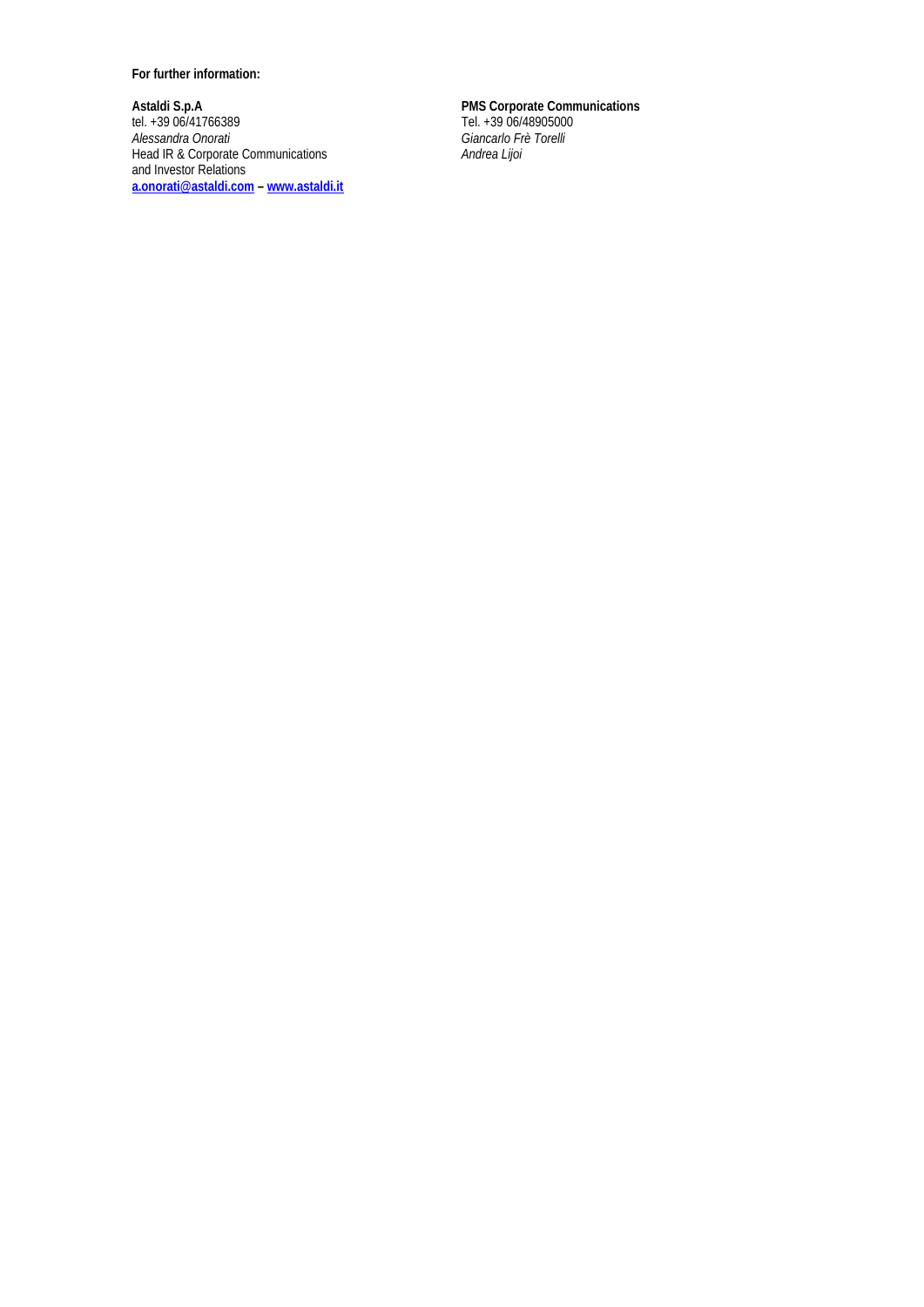**For further information:**

**Astaldi S.p.A**
tel. +39 06/41766389
*Alessandra Onorati*
Head IR & Corporate Communications
and Investor Relations
[a.onorati@astaldi.com](mailto:a.onorati@astaldi.com) – [www.astaldi.it](http://www.astaldi.it)

**PMS Corporate Communications**
Tel. +39 06/48905000
*Giancarlo Frè Torelli*
*Andrea Lijoi*